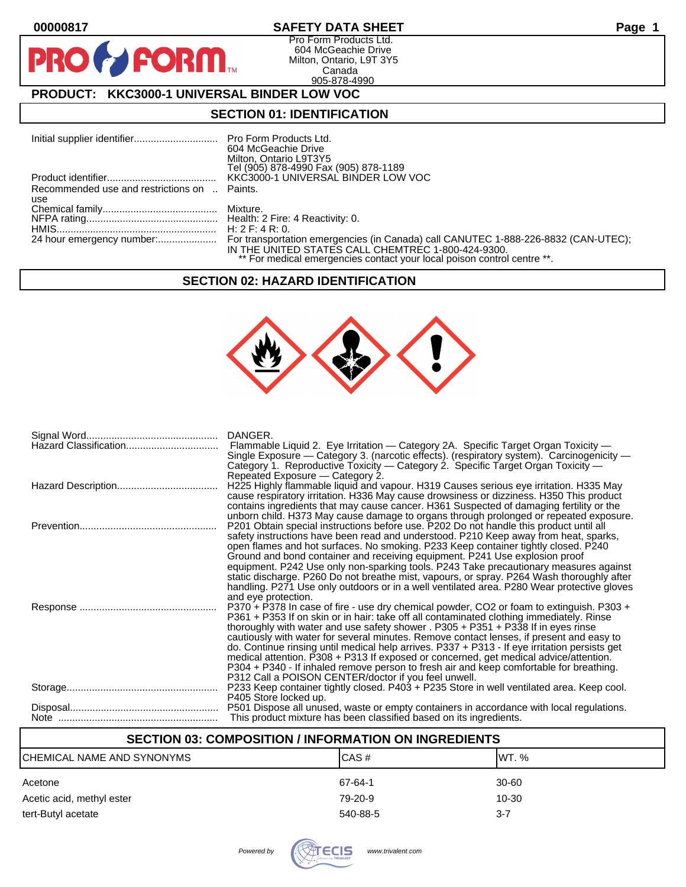00000817

# SAFETY DATA SHEET

Pro Form Products Ltd.
604 McGeachie Drive
Milton, Ontario, L9T 3Y5
Canada
905-878-4990

## PRODUCT: KKC3000-1 UNIVERSAL BINDER LOW VOC

## SECTION 01: IDENTIFICATION

| | |
|---|---|
| Initial supplier identifier | Pro Form Products Ltd. 604 McGeachie Drive Milton, Ontario L9T3Y5 Tel (905) 878-4990 Fax (905) 878-1189 |
| Product identifier | KKC3000-1 UNIVERSAL BINDER LOW VOC |
| Recommended use and restrictions on use | Paints. |
| Chemical family | Mixture. |
| NFPA rating | Health: 2 Fire: 4 Reactivity: 0. |
| HMIS | H: 2 F: 4 R: 0. |
| 24 hour emergency number: | For transportation emergencies (in Canada) call CANUTEC 1-888-226-8832 (CAN-UTEC); IN THE UNITED STATES CALL CHEMTREC 1-800-424-9300. ** For medical emergencies contact your local poison control centre **. |

## SECTION 02: HAZARD IDENTIFICATION

| | |
|---|---|
| Signal Word | DANGER. |
| Hazard Classification | Flammable Liquid 2. Eye Irritation — Category 2A. Specific Target Organ Toxicity — Single Exposure — Category 3. (narcotic effects). (respiratory system). Carcinogenicity — Category 1. Reproductive Toxicity — Category 2. Specific Target Organ Toxicity — Repeated Exposure — Category 2. |
| Hazard Description | H225 Highly flammable liquid and vapour. H319 Causes serious eye irritation. H335 May cause respiratory irritation. H336 May cause drowsiness or dizziness. H350 This product contains ingredients that may cause cancer. H361 Suspected of damaging fertility or the unborn child. H373 May cause damage to organs through prolonged or repeated exposure. |
| Prevention | P201 Obtain special instructions before use. P202 Do not handle this product until all safety instructions have been read and understood. P210 Keep away from heat, sparks, open flames and hot surfaces. No smoking. P233 Keep container tightly closed. P240 Ground and bond container and receiving equipment. P241 Use explosion proof equipment. P242 Use only non-sparking tools. P243 Take precautionary measures against static discharge. P260 Do not breathe mist, vapours, or spray. P264 Wash thoroughly after handling. P271 Use only outdoors or in a well ventilated area. P280 Wear protective gloves and eye protection. |
| Response | P370 + P378 In case of fire - use dry chemical powder, CO2 or foam to extinguish. P303 + P361 + P353 If on skin or in hair: take off all contaminated clothing immediately. Rinse thoroughly with water and use safety shower . P305 + P351 + P338 If in eyes rinse cautiously with water for several minutes. Remove contact lenses, if present and easy to do. Continue rinsing until medical help arrives. P337 + P313 - If eye irritation persists get medical attention. P308 + P313 If exposed or concerned, get medical advice/attention. P304 + P340 - If inhaled remove person to fresh air and keep comfortable for breathing. P312 Call a POISON CENTER/doctor if you feel unwell. |
| Storage | P233 Keep container tightly closed. P403 + P235 Store in well ventilated area. Keep cool. P405 Store locked up. |
| Disposal | P501 Dispose all unused, waste or empty containers in accordance with local regulations. |
| Note | This product mixture has been classified based on its ingredients. |

## SECTION 03: COMPOSITION / INFORMATION ON INGREDIENTS

| CHEMICAL NAME AND SYNONYMS | CAS # | WT. % |
|---|---|---|
| Acetone | 67-64-1 | 30-60 |
| Acetic acid, methyl ester | 79-20-9 | 10-30 |
| tert-Butyl acetate | 540-88-5 | 3-7 |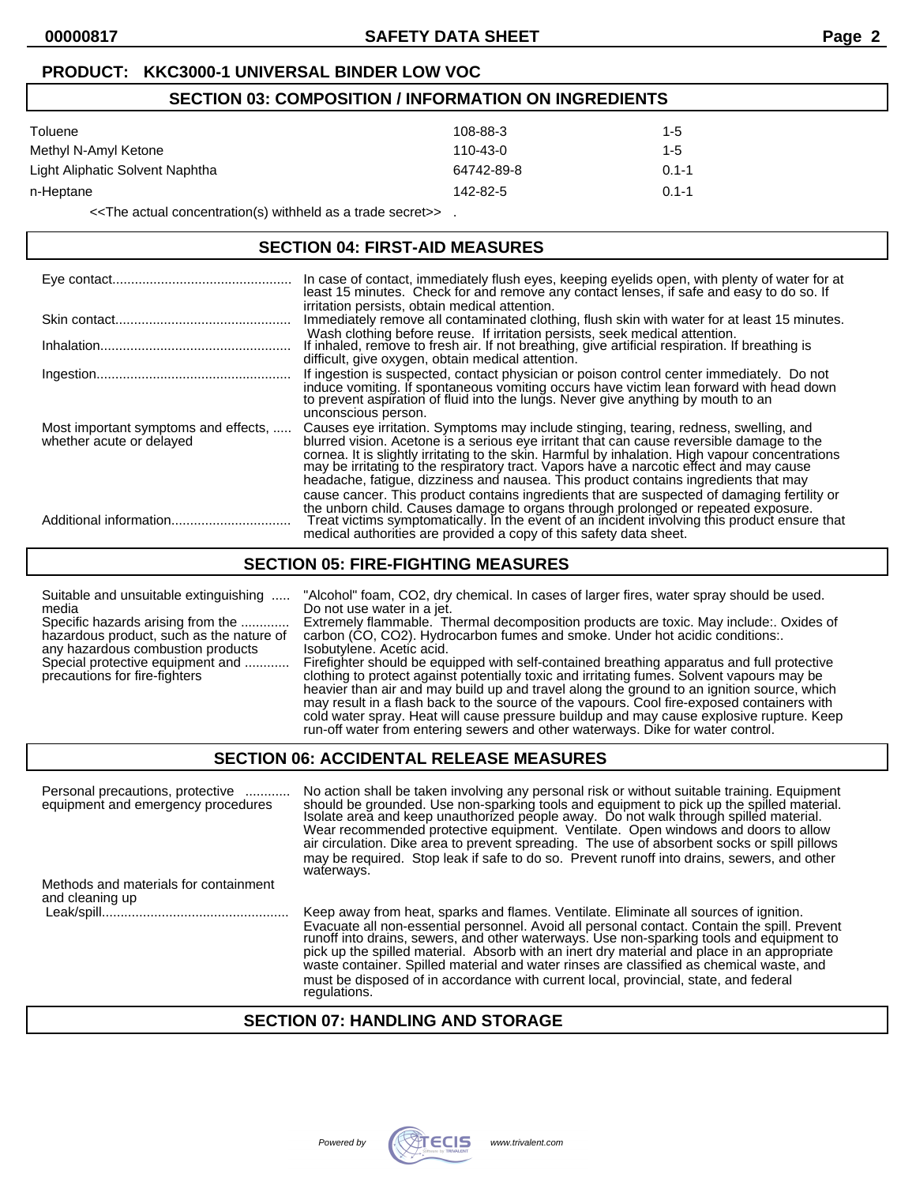**PRODUCT: KKC3000-1 UNIVERSAL BINDER LOW VOC**

## SECTION 03: COMPOSITION / INFORMATION ON INGREDIENTS

| | | |
|---|---|---|
| Toluene | 108-88-3 | 1-5 |
| Methyl N-Amyl Ketone | 110-43-0 | 1-5 |
| Light Aliphatic Solvent Naphtha | 64742-89-8 | 0.1-1 |
| n-Heptane | 142-82-5 | 0.1-1 |

<<The actual concentration(s) withheld as a trade secret>> .

## SECTION 04: FIRST-AID MEASURES

**Eye contact:** In case of contact, immediately flush eyes, keeping eyelids open, with plenty of water for at least 15 minutes. Check for and remove any contact lenses, if safe and easy to do so. If irritation persists, obtain medical attention.

**Skin contact:** Immediately remove all contaminated clothing, flush skin with water for at least 15 minutes. Wash clothing before reuse. If irritation persists, seek medical attention.

**Inhalation:** If inhaled, remove to fresh air. If not breathing, give artificial respiration. If breathing is difficult, give oxygen, obtain medical attention.

**Ingestion:** If ingestion is suspected, contact physician or poison control center immediately. Do not induce vomiting. If spontaneous vomiting occurs have victim lean forward with head down to prevent aspiration of fluid into the lungs. Never give anything by mouth to an unconscious person.

**Most important symptoms and effects, whether acute or delayed:** Causes eye irritation. Symptoms may include stinging, tearing, redness, swelling, and blurred vision. Acetone is a serious eye irritant that can cause reversible damage to the cornea. It is slightly irritating to the skin. Harmful by inhalation. High vapour concentrations may be irritating to the respiratory tract. Vapors have a narcotic effect and may cause headache, fatigue, dizziness and nausea. This product contains ingredients that may cause cancer. This product contains ingredients that are suspected of damaging fertility or the unborn child. Causes damage to organs through prolonged or repeated exposure.

**Additional information:** Treat victims symptomatically. In the event of an incident involving this product ensure that medical authorities are provided a copy of this safety data sheet.

## SECTION 05: FIRE-FIGHTING MEASURES

**Suitable and unsuitable extinguishing media:** "Alcohol" foam, $CO_2$, dry chemical. In cases of larger fires, water spray should be used. Do not use water in a jet.

**Specific hazards arising from the hazardous product, such as the nature of any hazardous combustion products:** Extremely flammable. Thermal decomposition products are toxic. May include:. Oxides of carbon (CO, $CO_2$). Hydrocarbon fumes and smoke. Under hot acidic conditions:. Isobutylene. Acetic acid.

**Special protective equipment and precautions for fire-fighters:** Firefighter should be equipped with self-contained breathing apparatus and full protective clothing to protect against potentially toxic and irritating fumes. Solvent vapours may be heavier than air and may build up and travel along the ground to an ignition source, which may result in a flash back to the source of the vapours. Cool fire-exposed containers with cold water spray. Heat will cause pressure buildup and may cause explosive rupture. Keep run-off water from entering sewers and other waterways. Dike for water control.

## SECTION 06: ACCIDENTAL RELEASE MEASURES

**Personal precautions, protective equipment and emergency procedures:** No action shall be taken involving any personal risk or without suitable training. Equipment should be grounded. Use non-sparking tools and equipment to pick up the spilled material. Isolate area and keep unauthorized people away. Do not walk through spilled material. Wear recommended protective equipment. Ventilate. Open windows and doors to allow air circulation. Dike area to prevent spreading. The use of absorbent socks or spill pillows may be required. Stop leak if safe to do so. Prevent runoff into drains, sewers, and other waterways.

**Methods and materials for containment and cleaning up**

**Leak/spill:** Keep away from heat, sparks and flames. Ventilate. Eliminate all sources of ignition. Evacuate all non-essential personnel. Avoid all personal contact. Contain the spill. Prevent runoff into drains, sewers, and other waterways. Use non-sparking tools and equipment to pick up the spilled material. Absorb with an inert dry material and place in an appropriate waste container. Spilled material and water rinses are classified as chemical waste, and must be disposed of in accordance with current local, provincial, state, and federal regulations.

## SECTION 07: HANDLING AND STORAGE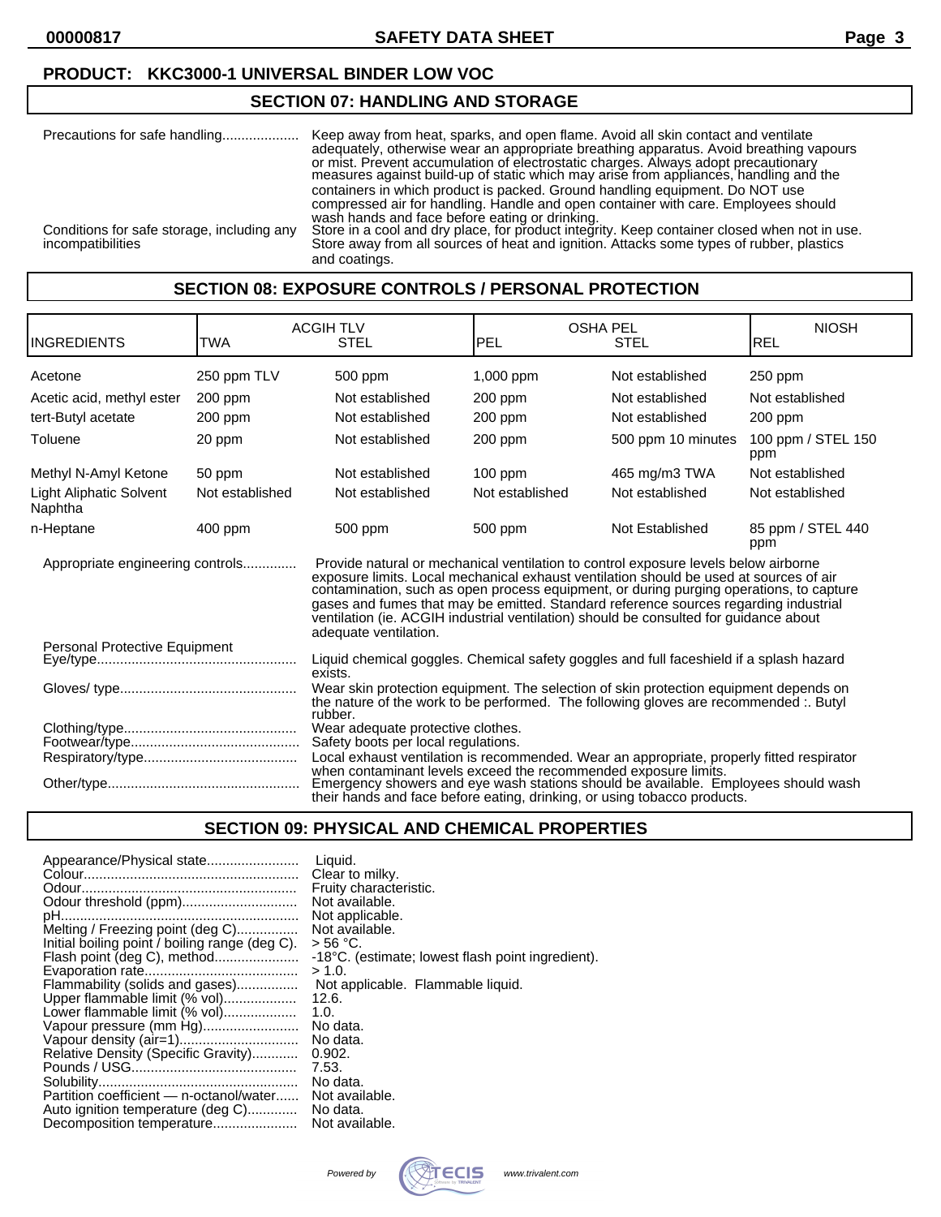**PRODUCT: KKC3000-1 UNIVERSAL BINDER LOW VOC**

## SECTION 07: HANDLING AND STORAGE

Precautions for safe handling.................... Keep away from heat, sparks, and open flame. Avoid all skin contact and ventilate adequately, otherwise wear an appropriate breathing apparatus. Avoid breathing vapours or mist. Prevent accumulation of electrostatic charges. Always adopt precautionary measures against build-up of static which may arise from appliances, handling and the containers in which product is packed. Ground handling equipment. Do NOT use compressed air for handling. Handle and open container with care. Employees should wash hands and face before eating or drinking.

Conditions for safe storage, including any incompatibilities: Store in a cool and dry place, for product integrity. Keep container closed when not in use. Store away from all sources of heat and ignition. Attacks some types of rubber, plastics and coatings.

## SECTION 08: EXPOSURE CONTROLS / PERSONAL PROTECTION

| INGREDIENTS | ACGIH TLV TWA | ACGIH TLV STEL | OSHA PEL PEL | OSHA PEL STEL | NIOSH REL |
|---|---|---|---|---|---|
| Acetone | 250 ppm TLV | 500 ppm | 1,000 ppm | Not established | 250 ppm |
| Acetic acid, methyl ester | 200 ppm | Not established | 200 ppm | Not established | Not established |
| tert-Butyl acetate | 200 ppm | Not established | 200 ppm | Not established | 200 ppm |
| Toluene | 20 ppm | Not established | 200 ppm | 500 ppm 10 minutes | 100 ppm / STEL 150 ppm |
| Methyl N-Amyl Ketone | 50 ppm | Not established | 100 ppm | 465 mg/m3 TWA | Not established |
| Light Aliphatic Solvent Naphtha | Not established | Not established | Not established | Not established | Not established |
| n-Heptane | 400 ppm | 500 ppm | 500 ppm | Not Established | 85 ppm / STEL 440 ppm |

Appropriate engineering controls.............. Provide natural or mechanical ventilation to control exposure levels below airborne exposure limits. Local mechanical exhaust ventilation should be used at sources of air contamination, such as open process equipment, or during purging operations, to capture gases and fumes that may be emitted. Standard reference sources regarding industrial ventilation (ie. ACGIH industrial ventilation) should be consulted for guidance about adequate ventilation.

Personal Protective Equipment

Eye/type................................................... Liquid chemical goggles. Chemical safety goggles and full faceshield if a splash hazard exists.

Gloves/ type............................................. Wear skin protection equipment. The selection of skin protection equipment depends on the nature of the work to be performed. The following gloves are recommended :. Butyl rubber.

Clothing/type............................................ Wear adequate protective clothes.

Footwear/type........................................... Safety boots per local regulations.

Respiratory/type........................................ Local exhaust ventilation is recommended. Wear an appropriate, properly fitted respirator when contaminant levels exceed the recommended exposure limits.

Other/type................................................. Emergency showers and eye wash stations should be available. Employees should wash their hands and face before eating, drinking, or using tobacco products.

## SECTION 09: PHYSICAL AND CHEMICAL PROPERTIES

Appearance/Physical state........................ Liquid.
Colour....................................................... Clear to milky.
Odour........................................................ Fruity characteristic.
Odour threshold (ppm).............................. Not available.
pH............................................................. Not applicable.
Melting / Freezing point (deg C)................ Not available.
Initial boiling point / boiling range (deg C). > 56 °C.
Flash point (deg C), method...................... -18°C. (estimate; lowest flash point ingredient).
Evaporation rate........................................ > 1.0.
Flammability (solids and gases)................ Not applicable. Flammable liquid.
Upper flammable limit (% vol)................... 12.6.
Lower flammable limit (% vol)................... 1.0.
Vapour pressure (mm Hg)......................... No data.
Vapour density (air=1)............................... No data.
Relative Density (Specific Gravity)............ 0.902.
Pounds / USG........................................... 7.53.
Solubility.................................................... No data.
Partition coefficient — n-octanol/water...... Not available.
Auto ignition temperature (deg C)............. No data.
Decomposition temperature...................... Not available.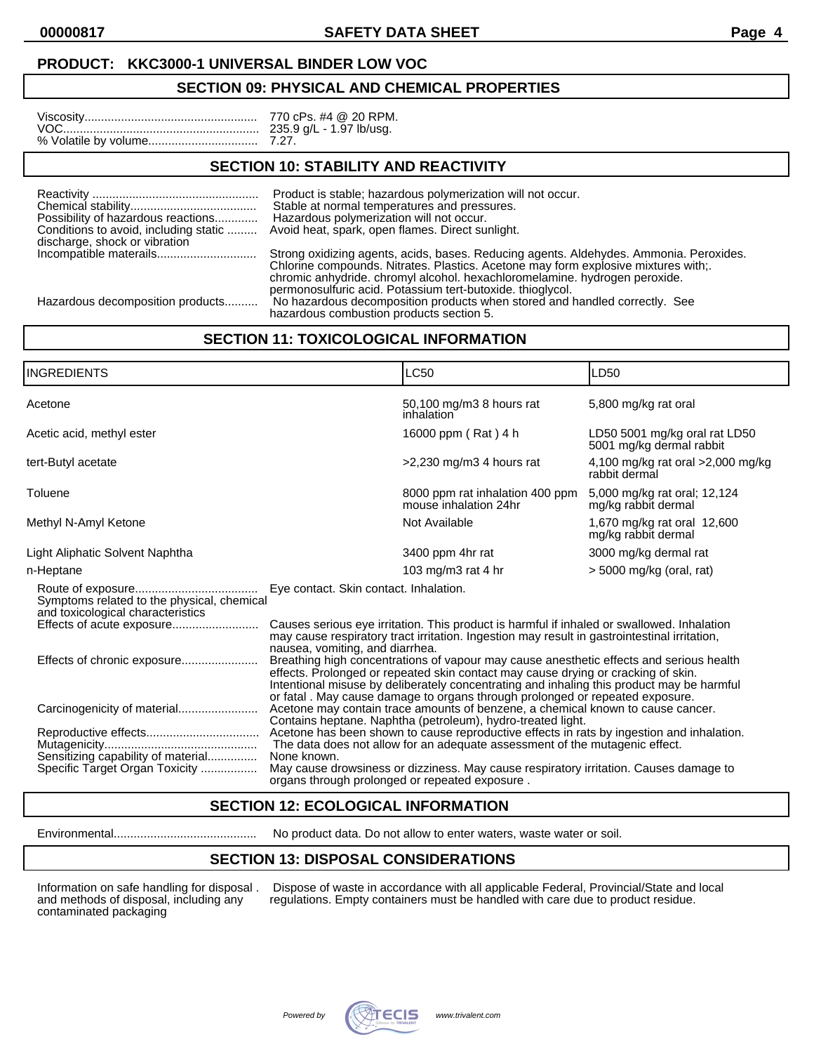**PRODUCT: KKC3000-1 UNIVERSAL BINDER LOW VOC**

## SECTION 09: PHYSICAL AND CHEMICAL PROPERTIES

Viscosity.................................................... 770 cPs. #4 @ 20 RPM.
VOC............................................................ 235.9 g/L - 1.97 lb/usg.
% Volatile by volume................................. 7.27.

## SECTION 10: STABILITY AND REACTIVITY

Reactivity .................................................. Product is stable; hazardous polymerization will not occur.
Chemical stability...................................... Stable at normal temperatures and pressures.
Possibility of hazardous reactions............. Hazardous polymerization will not occur.
Conditions to avoid, including static discharge, shock or vibration ......... Avoid heat, spark, open flames. Direct sunlight.
Incompatible materails.............................. Strong oxidizing agents, acids, bases. Reducing agents. Aldehydes. Ammonia. Peroxides. Chlorine compounds. Nitrates. Plastics. Acetone may form explosive mixtures with;. chromic anhydride. chromyl alcohol. hexachloromelamine. hydrogen peroxide. permonosulfuric acid. Potassium tert-butoxide. thioglycol.
Hazardous decomposition products.......... No hazardous decomposition products when stored and handled correctly. See hazardous combustion products section 5.

## SECTION 11: TOXICOLOGICAL INFORMATION

| INGREDIENTS | LC50 | LD50 |
|---|---|---|
| Acetone | 50,100 mg/m3 8 hours rat inhalation | 5,800 mg/kg rat oral |
| Acetic acid, methyl ester | 16000 ppm ( Rat ) 4 h | LD50 5001 mg/kg oral rat LD50 5001 mg/kg dermal rabbit |
| tert-Butyl acetate | >2,230 mg/m3 4 hours rat | 4,100 mg/kg rat oral >2,000 mg/kg rabbit dermal |
| Toluene | 8000 ppm rat inhalation 400 ppm mouse inhalation 24hr | 5,000 mg/kg rat oral; 12,124 mg/kg rabbit dermal |
| Methyl N-Amyl Ketone | Not Available | 1,670 mg/kg rat oral 12,600 mg/kg rabbit dermal |
| Light Aliphatic Solvent Naphtha | 3400 ppm 4hr rat | 3000 mg/kg dermal rat |
| n-Heptane | 103 mg/m3 rat 4 hr | > 5000 mg/kg (oral, rat) |

Route of exposure..................................... Eye contact. Skin contact. Inhalation.
Symptoms related to the physical, chemical and toxicological characteristics
Effects of acute exposure.......................... Causes serious eye irritation. This product is harmful if inhaled or swallowed. Inhalation may cause respiratory tract irritation. Ingestion may result in gastrointestinal irritation, nausea, vomiting, and diarrhea.
Effects of chronic exposure....................... Breathing high concentrations of vapour may cause anesthetic effects and serious health effects. Prolonged or repeated skin contact may cause drying or cracking of skin. Intentional misuse by deliberately concentrating and inhaling this product may be harmful or fatal . May cause damage to organs through prolonged or repeated exposure.
Carcinogenicity of material........................ Acetone may contain trace amounts of benzene, a chemical known to cause cancer. Contains heptane. Naphtha (petroleum), hydro-treated light.
Reproductive effects.................................. Acetone has been shown to cause reproductive effects in rats by ingestion and inhalation.
Mutagenicity.............................................. The data does not allow for an adequate assessment of the mutagenic effect.
Sensitizing capability of material............... None known.
Specific Target Organ Toxicity ................. May cause drowsiness or dizziness. May cause respiratory irritation. Causes damage to organs through prolonged or repeated exposure .

## SECTION 12: ECOLOGICAL INFORMATION

Environmental........................................... No product data. Do not allow to enter waters, waste water or soil.

## SECTION 13: DISPOSAL CONSIDERATIONS

Information on safe handling for disposal . and methods of disposal, including any contaminated packaging — Dispose of waste in accordance with all applicable Federal, Provincial/State and local regulations. Empty containers must be handled with care due to product residue.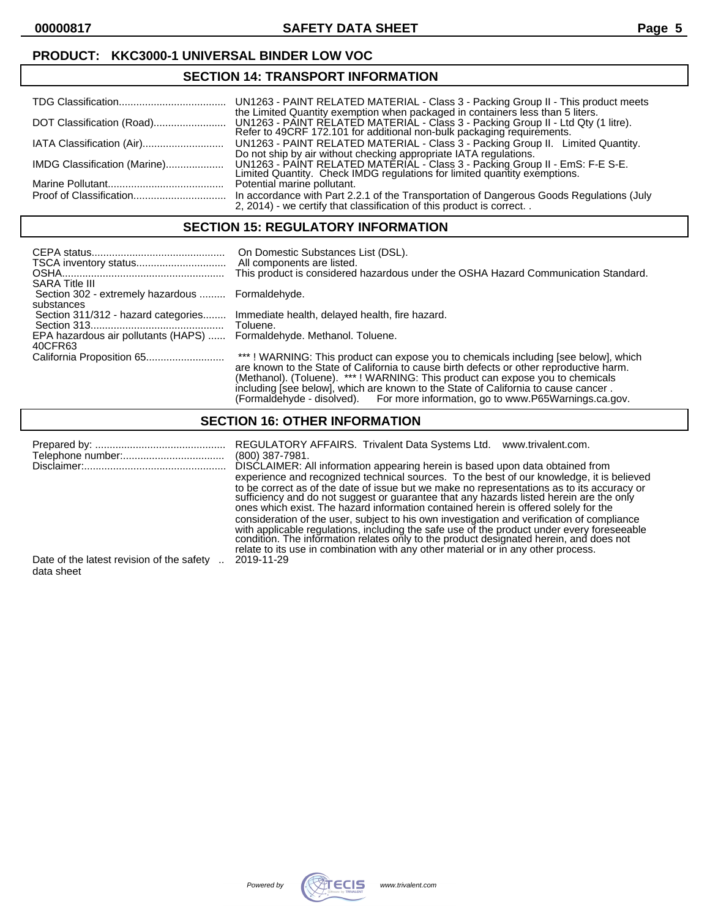**PRODUCT: KKC3000-1 UNIVERSAL BINDER LOW VOC**

## SECTION 14: TRANSPORT INFORMATION

| | |
|---|---|
| TDG Classification.................................... | UN1263 - PAINT RELATED MATERIAL - Class 3 - Packing Group II - This product meets the Limited Quantity exemption when packaged in containers less than 5 liters. |
| DOT Classification (Road)......................... | UN1263 - PAINT RELATED MATERIAL - Class 3 - Packing Group II - Ltd Qty (1 litre). Refer to 49CRF 172.101 for additional non-bulk packaging requirements. |
| IATA Classification (Air)............................ | UN1263 - PAINT RELATED MATERIAL - Class 3 - Packing Group II. Limited Quantity. Do not ship by air without checking appropriate IATA regulations. |
| IMDG Classification (Marine).................... | UN1263 - PAINT RELATED MATERIAL - Class 3 - Packing Group II - EmS: F-E S-E. Limited Quantity. Check IMDG regulations for limited quantity exemptions. |
| Marine Pollutant........................................ | Potential marine pollutant. |
| Proof of Classification................................ | In accordance with Part 2.2.1 of the Transportation of Dangerous Goods Regulations (July 2, 2014) - we certify that classification of this product is correct. . |

## SECTION 15: REGULATORY INFORMATION

| | |
|---|---|
| CEPA status.............................................. | On Domestic Substances List (DSL). |
| TSCA inventory status............................... | All components are listed. |
| OSHA........................................................ | This product is considered hazardous under the OSHA Hazard Communication Standard. |
| SARA Title III | |
| Section 302 - extremely hazardous ......... substances | Formaldehyde. |
| Section 311/312 - hazard categories........ | Immediate health, delayed health, fire hazard. |
| Section 313.............................................. | Toluene. |
| EPA hazardous air pollutants (HAPS) ...... 40CFR63 | Formaldehyde. Methanol. Toluene. |
| California Proposition 65........................... | *** ! WARNING: This product can expose you to chemicals including [see below], which are known to the State of California to cause birth defects or other reproductive harm. (Methanol). (Toluene). *** ! WARNING: This product can expose you to chemicals including [see below], which are known to the State of California to cause cancer . (Formaldehyde - disolved). For more information, go to www.P65Warnings.ca.gov. |

## SECTION 16: OTHER INFORMATION

| | |
|---|---|
| Prepared by: ............................................. | REGULATORY AFFAIRS. Trivalent Data Systems Ltd. www.trivalent.com. |
| Telephone number:................................... | (800) 387-7981. |
| Disclaimer:................................................. | DISCLAIMER: All information appearing herein is based upon data obtained from experience and recognized technical sources. To the best of our knowledge, it is believed to be correct as of the date of issue but we make no representations as to its accuracy or sufficiency and do not suggest or guarantee that any hazards listed herein are the only ones which exist. The hazard information contained herein is offered solely for the consideration of the user, subject to his own investigation and verification of compliance with applicable regulations, including the safe use of the product under every foreseeable condition. The information relates only to the product designated herein, and does not relate to its use in combination with any other material or in any other process. |
| Date of the latest revision of the safety .. data sheet | 2019-11-29 |